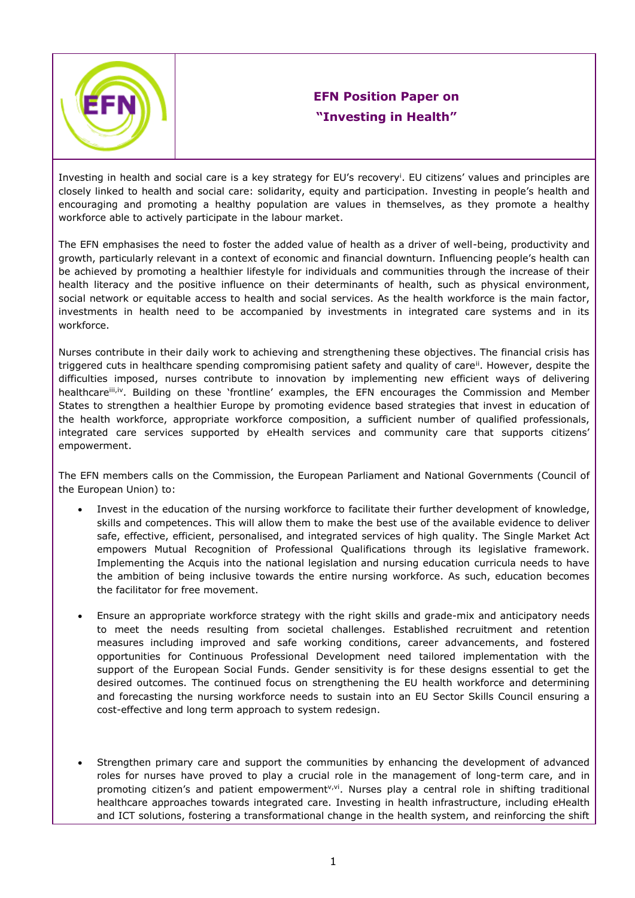# EFN Position Paper on "Investing in Health"

Investing in health and social care is a key strategy for EU's recovery[i]. EU citizens' values and principles are closely linked to health and social care: solidarity, equity and participation. Investing in people's health and encouraging and promoting a healthy population are values in themselves, as they promote a healthy workforce able to actively participate in the labour market.

The EFN emphasises the need to foster the added value of health as a driver of well-being, productivity and growth, particularly relevant in a context of economic and financial downturn. Influencing people's health can be achieved by promoting a healthier lifestyle for individuals and communities through the increase of their health literacy and the positive influence on their determinants of health, such as physical environment, social network or equitable access to health and social services. As the health workforce is the main factor, investments in health need to be accompanied by investments in integrated care systems and in its workforce.

Nurses contribute in their daily work to achieving and strengthening these objectives. The financial crisis has triggered cuts in healthcare spending compromising patient safety and quality of care[ii]. However, despite the difficulties imposed, nurses contribute to innovation by implementing new efficient ways of delivering healthcare[iii,iv]. Building on these 'frontline' examples, the EFN encourages the Commission and Member States to strengthen a healthier Europe by promoting evidence based strategies that invest in education of the health workforce, appropriate workforce composition, a sufficient number of qualified professionals, integrated care services supported by eHealth services and community care that supports citizens' empowerment.

The EFN members calls on the Commission, the European Parliament and National Governments (Council of the European Union) to:

- Invest in the education of the nursing workforce to facilitate their further development of knowledge, skills and competences. This will allow them to make the best use of the available evidence to deliver safe, effective, efficient, personalised, and integrated services of high quality. The Single Market Act empowers Mutual Recognition of Professional Qualifications through its legislative framework. Implementing the Acquis into the national legislation and nursing education curricula needs to have the ambition of being inclusive towards the entire nursing workforce. As such, education becomes the facilitator for free movement.

- Ensure an appropriate workforce strategy with the right skills and grade-mix and anticipatory needs to meet the needs resulting from societal challenges. Established recruitment and retention measures including improved and safe working conditions, career advancements, and fostered opportunities for Continuous Professional Development need tailored implementation with the support of the European Social Funds. Gender sensitivity is for these designs essential to get the desired outcomes. The continued focus on strengthening the EU health workforce and determining and forecasting the nursing workforce needs to sustain into an EU Sector Skills Council ensuring a cost-effective and long term approach to system redesign.

- Strengthen primary care and support the communities by enhancing the development of advanced roles for nurses have proved to play a crucial role in the management of long-term care, and in promoting citizen's and patient empowerment[v,vi]. Nurses play a central role in shifting traditional healthcare approaches towards integrated care. Investing in health infrastructure, including eHealth and ICT solutions, fostering a transformational change in the health system, and reinforcing the shift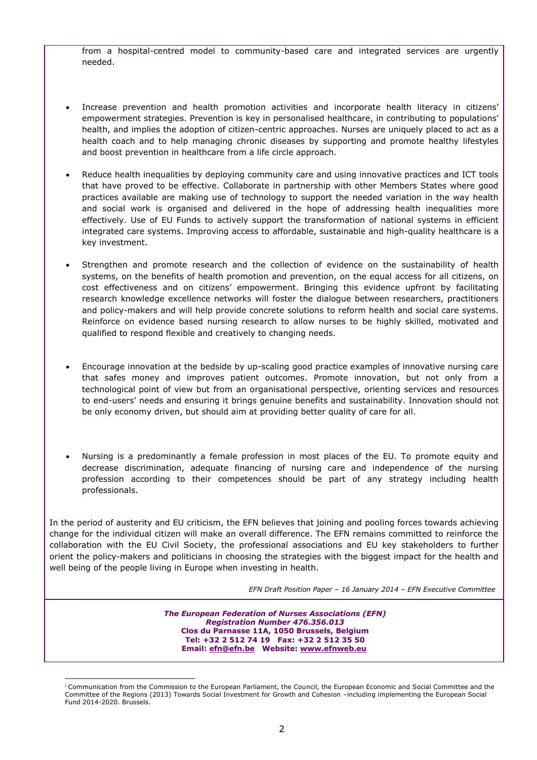from a hospital-centred model to community-based care and integrated services are urgently needed.

- Increase prevention and health promotion activities and incorporate health literacy in citizens' empowerment strategies. Prevention is key in personalised healthcare, in contributing to populations' health, and implies the adoption of citizen-centric approaches. Nurses are uniquely placed to act as a health coach and to help managing chronic diseases by supporting and promote healthy lifestyles and boost prevention in healthcare from a life circle approach.

- Reduce health inequalities by deploying community care and using innovative practices and ICT tools that have proved to be effective. Collaborate in partnership with other Members States where good practices available are making use of technology to support the needed variation in the way health and social work is organised and delivered in the hope of addressing health inequalities more effectively. Use of EU Funds to actively support the transformation of national systems in efficient integrated care systems. Improving access to affordable, sustainable and high-quality healthcare is a key investment.

- Strengthen and promote research and the collection of evidence on the sustainability of health systems, on the benefits of health promotion and prevention, on the equal access for all citizens, on cost effectiveness and on citizens' empowerment. Bringing this evidence upfront by facilitating research knowledge excellence networks will foster the dialogue between researchers, practitioners and policy-makers and will help provide concrete solutions to reform health and social care systems. Reinforce on evidence based nursing research to allow nurses to be highly skilled, motivated and qualified to respond flexible and creatively to changing needs.

- Encourage innovation at the bedside by up-scaling good practice examples of innovative nursing care that safes money and improves patient outcomes. Promote innovation, but not only from a technological point of view but from an organisational perspective, orienting services and resources to end-users' needs and ensuring it brings genuine benefits and sustainability. Innovation should not be only economy driven, but should aim at providing better quality of care for all.

- Nursing is a predominantly a female profession in most places of the EU. To promote equity and decrease discrimination, adequate financing of nursing care and independence of the nursing profession according to their competences should be part of any strategy including health professionals.

In the period of austerity and EU criticism, the EFN believes that joining and pooling forces towards achieving change for the individual citizen will make an overall difference. The EFN remains committed to reinforce the collaboration with the EU Civil Society, the professional associations and EU key stakeholders to further orient the policy-makers and politicians in choosing the strategies with the biggest impact for the health and well being of the people living in Europe when investing in health.

*EFN Draft Position Paper – 16 January 2014 – EFN Executive Committee*

***The European Federation of Nurses Associations (EFN)***
***Registration Number 476.356.013***
**Clos du Parnasse 11A, 1050 Brussels, Belgium**
**Tel: +32 2 512 74 19 Fax: +32 2 512 35 50**
**Email: efn@efn.be Website: www.efnweb.eu**

[i] Communication from the Commission to the European Parliament, the Council, the European Economic and Social Committee and the Committee of the Regions (2013) Towards Social Investment for Growth and Cohesion –including implementing the European Social Fund 2014-2020. Brussels.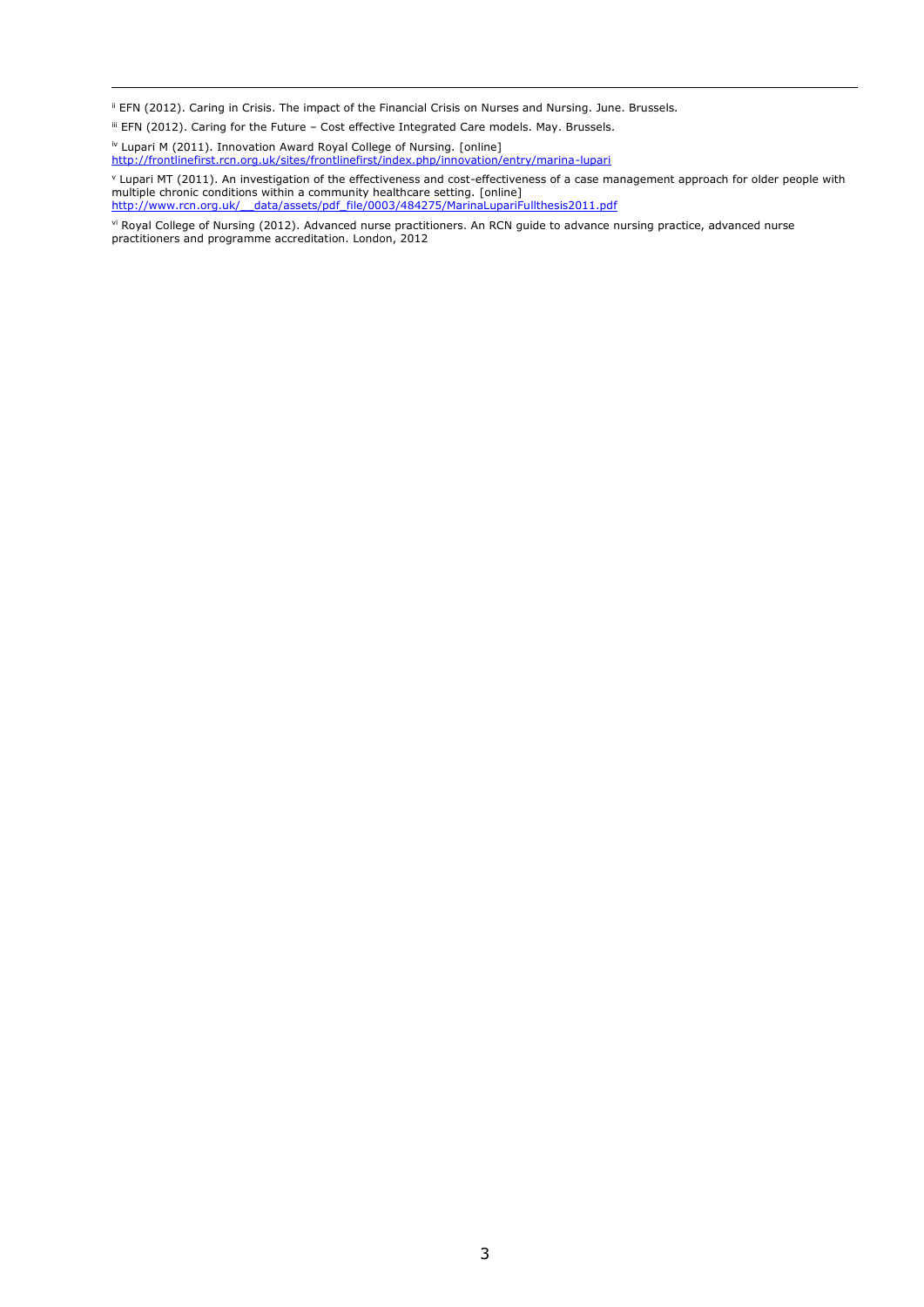[ii] EFN (2012). Caring in Crisis. The impact of the Financial Crisis on Nurses and Nursing. June. Brussels.

[iii] EFN (2012). Caring for the Future – Cost effective Integrated Care models. May. Brussels.

[iv] Lupari M (2011). Innovation Award Royal College of Nursing. [online]
http://frontlinefirst.rcn.org.uk/sites/frontlinefirst/index.php/innovation/entry/marina-lupari

[v] Lupari MT (2011). An investigation of the effectiveness and cost-effectiveness of a case management approach for older people with multiple chronic conditions within a community healthcare setting. [online]
http://www.rcn.org.uk/__data/assets/pdf_file/0003/484275/MarinaLupariFullthesis2011.pdf

[vi] Royal College of Nursing (2012). Advanced nurse practitioners. An RCN guide to advance nursing practice, advanced nurse practitioners and programme accreditation. London, 2012